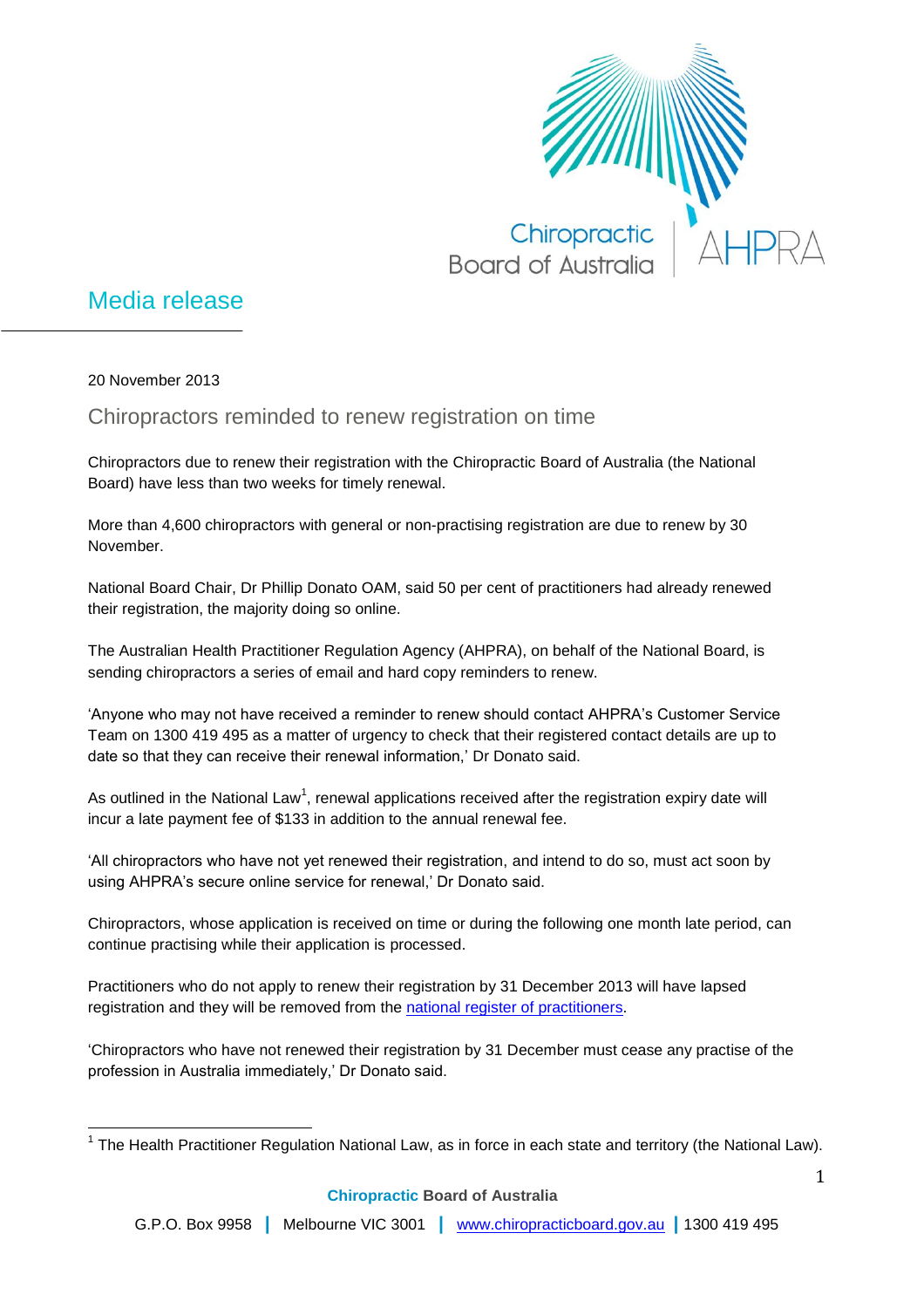# Media release

20 November 2013

## Chiropractors reminded to renew registration on time

Chiropractors due to renew their registration with the Chiropractic Board of Australia (the National Board) have less than two weeks for timely renewal.

More than 4,600 chiropractors with general or non-practising registration are due to renew by 30 November.

National Board Chair, Dr Phillip Donato OAM, said 50 per cent of practitioners had already renewed their registration, the majority doing so online.

The Australian Health Practitioner Regulation Agency (AHPRA), on behalf of the National Board, is sending chiropractors a series of email and hard copy reminders to renew.

'Anyone who may not have received a reminder to renew should contact AHPRA's Customer Service Team on 1300 419 495 as a matter of urgency to check that their registered contact details are up to date so that they can receive their renewal information,' Dr Donato said.

As outlined in the National Law[1], renewal applications received after the registration expiry date will incur a late payment fee of $133 in addition to the annual renewal fee.

'All chiropractors who have not yet renewed their registration, and intend to do so, must act soon by using AHPRA's secure online service for renewal,' Dr Donato said.

Chiropractors, whose application is received on time or during the following one month late period, can continue practising while their application is processed.

Practitioners who do not apply to renew their registration by 31 December 2013 will have lapsed registration and they will be removed from the national register of practitioners.

'Chiropractors who have not renewed their registration by 31 December must cease any practise of the profession in Australia immediately,' Dr Donato said.

[1] The Health Practitioner Regulation National Law, as in force in each state and territory (the National Law).

**Chiropractic Board of Australia**

G.P.O. Box 9958 | Melbourne VIC 3001 | www.chiropracticboard.gov.au | 1300 419 495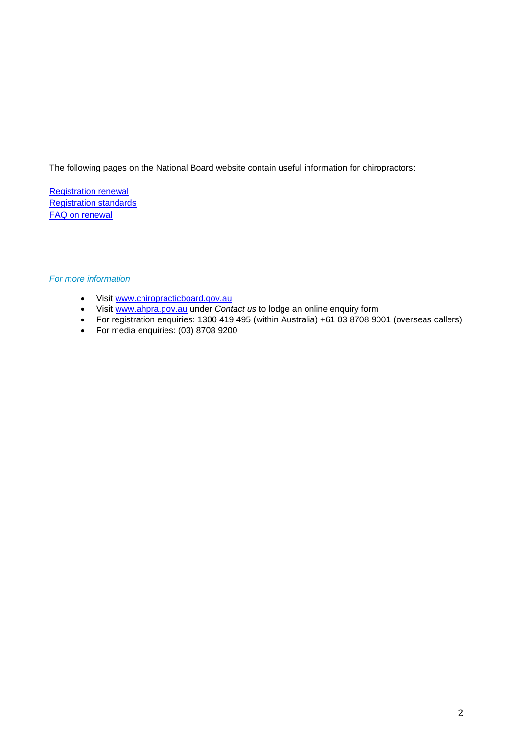The following pages on the National Board website contain useful information for chiropractors:

Registration renewal
Registration standards
FAQ on renewal

*For more information*

- Visit www.chiropracticboard.gov.au
- Visit www.ahpra.gov.au under *Contact us* to lodge an online enquiry form
- For registration enquiries: 1300 419 495 (within Australia) +61 03 8708 9001 (overseas callers)
- For media enquiries: (03) 8708 9200